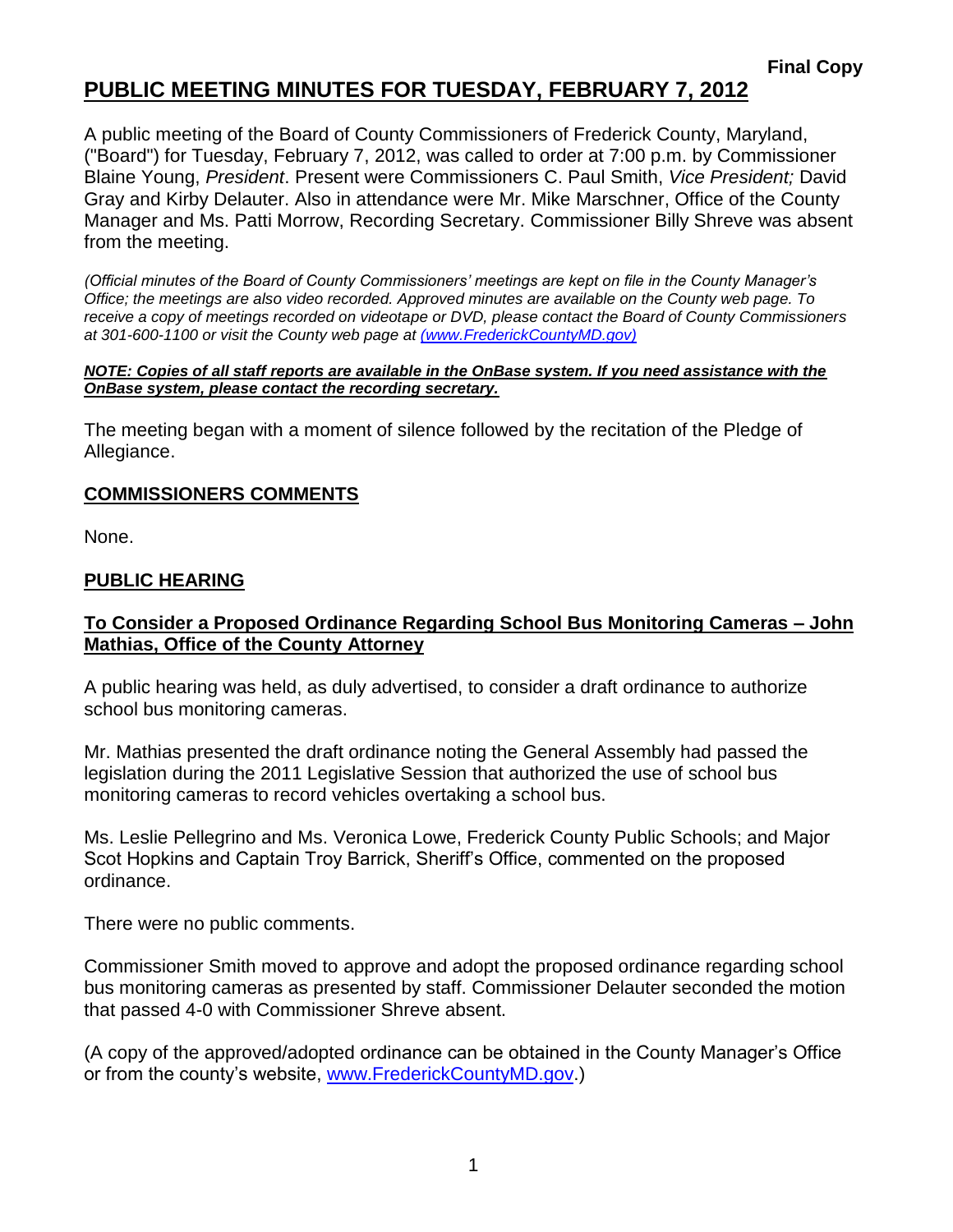**Final Copy**

# PUBLIC MEETING MINUTES FOR TUESDAY, FEBRUARY 7, 2012

A public meeting of the Board of County Commissioners of Frederick County, Maryland, ("Board") for Tuesday, February 7, 2012, was called to order at 7:00 p.m. by Commissioner Blaine Young, *President*. Present were Commissioners C. Paul Smith, *Vice President;* David Gray and Kirby Delauter. Also in attendance were Mr. Mike Marschner, Office of the County Manager and Ms. Patti Morrow, Recording Secretary. Commissioner Billy Shreve was absent from the meeting.

*(Official minutes of the Board of County Commissioners' meetings are kept on file in the County Manager's Office; the meetings are also video recorded. Approved minutes are available on the County web page. To receive a copy of meetings recorded on videotape or DVD, please contact the Board of County Commissioners at 301-600-1100 or visit the County web page at (www.FrederickCountyMD.gov)*

***NOTE: Copies of all staff reports are available in the OnBase system. If you need assistance with the OnBase system, please contact the recording secretary.***

The meeting began with a moment of silence followed by the recitation of the Pledge of Allegiance.

## COMMISSIONERS COMMENTS

None.

## PUBLIC HEARING

### To Consider a Proposed Ordinance Regarding School Bus Monitoring Cameras – John Mathias, Office of the County Attorney

A public hearing was held, as duly advertised, to consider a draft ordinance to authorize school bus monitoring cameras.

Mr. Mathias presented the draft ordinance noting the General Assembly had passed the legislation during the 2011 Legislative Session that authorized the use of school bus monitoring cameras to record vehicles overtaking a school bus.

Ms. Leslie Pellegrino and Ms. Veronica Lowe, Frederick County Public Schools; and Major Scot Hopkins and Captain Troy Barrick, Sheriff's Office, commented on the proposed ordinance.

There were no public comments.

Commissioner Smith moved to approve and adopt the proposed ordinance regarding school bus monitoring cameras as presented by staff. Commissioner Delauter seconded the motion that passed 4-0 with Commissioner Shreve absent.

(A copy of the approved/adopted ordinance can be obtained in the County Manager's Office or from the county's website, www.FrederickCountyMD.gov.)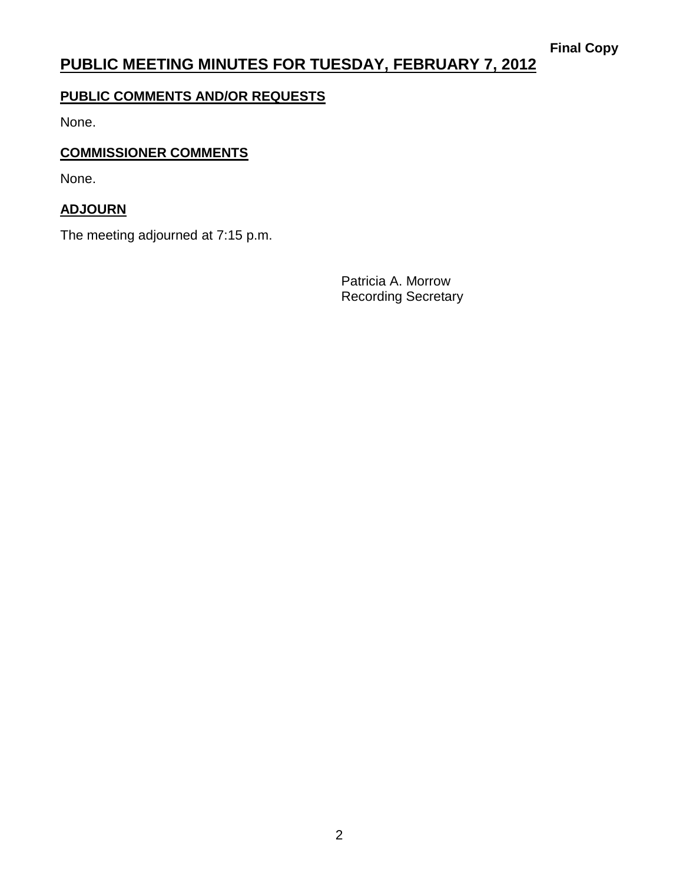**Final Copy**

# PUBLIC MEETING MINUTES FOR TUESDAY, FEBRUARY 7, 2012

## PUBLIC COMMENTS AND/OR REQUESTS

None.

## COMMISSIONER COMMENTS

None.

## ADJOURN

The meeting adjourned at 7:15 p.m.

Patricia A. Morrow
Recording Secretary